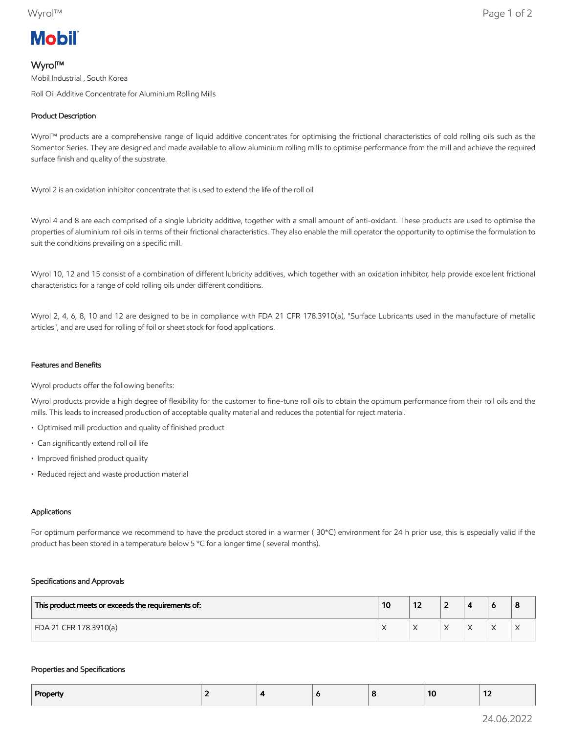# Wyrol™

Mobil Industrial , South Korea

Roll Oil Additive Concentrate for Aluminium Rolling Mills

## Product Description

Wyrol™ products are a comprehensive range of liquid additive concentrates for optimising the frictional characteristics of cold rolling oils such as the Somentor Series. They are designed and made available to allow aluminium rolling mills to optimise performance from the mill and achieve the required surface finish and quality of the substrate.

Wyrol 2 is an oxidation inhibitor concentrate that is used to extend the life of the roll oil

Wyrol 4 and 8 are each comprised of a single lubricity additive, together with a small amount of anti-oxidant. These products are used to optimise the properties of aluminium roll oils in terms of their frictional characteristics. They also enable the mill operator the opportunity to optimise the formulation to suit the conditions prevailing on a specific mill.

Wyrol 10, 12 and 15 consist of a combination of different lubricity additives, which together with an oxidation inhibitor, help provide excellent frictional characteristics for a range of cold rolling oils under different conditions.

Wyrol 2, 4, 6, 8, 10 and 12 are designed to be in compliance with FDA 21 CFR 178.3910(a), "Surface Lubricants used in the manufacture of metallic articles", and are used for rolling of foil or sheet stock for food applications.

## Features and Benefits

Wyrol products offer the following benefits:

Wyrol products provide a high degree of flexibility for the customer to fine-tune roll oils to obtain the optimum performance from their roll oils and the mills. This leads to increased production of acceptable quality material and reduces the potential for reject material.

- Optimised mill production and quality of finished product
- Can significantly extend roll oil life
- Improved finished product quality
- Reduced reject and waste production material

## Applications

For optimum performance we recommend to have the product stored in a warmer ( 30*C) environment for 24 h prior use, this is especially valid if the product has been stored in a temperature below 5 *C for a longer time ( several months).

## Specifications and Approvals

| This product meets or exceeds the requirements of: | 10 | 12 | 2 | 4 | 6 | 8 |
|---|---|---|---|---|---|---|
| FDA 21 CFR 178.3910(a) | X | X | X | X | X | X |

## Properties and Specifications

| Property | 2 | 4 | 6 | 8 | 10 | 12 |
|---|---|---|---|---|---|---|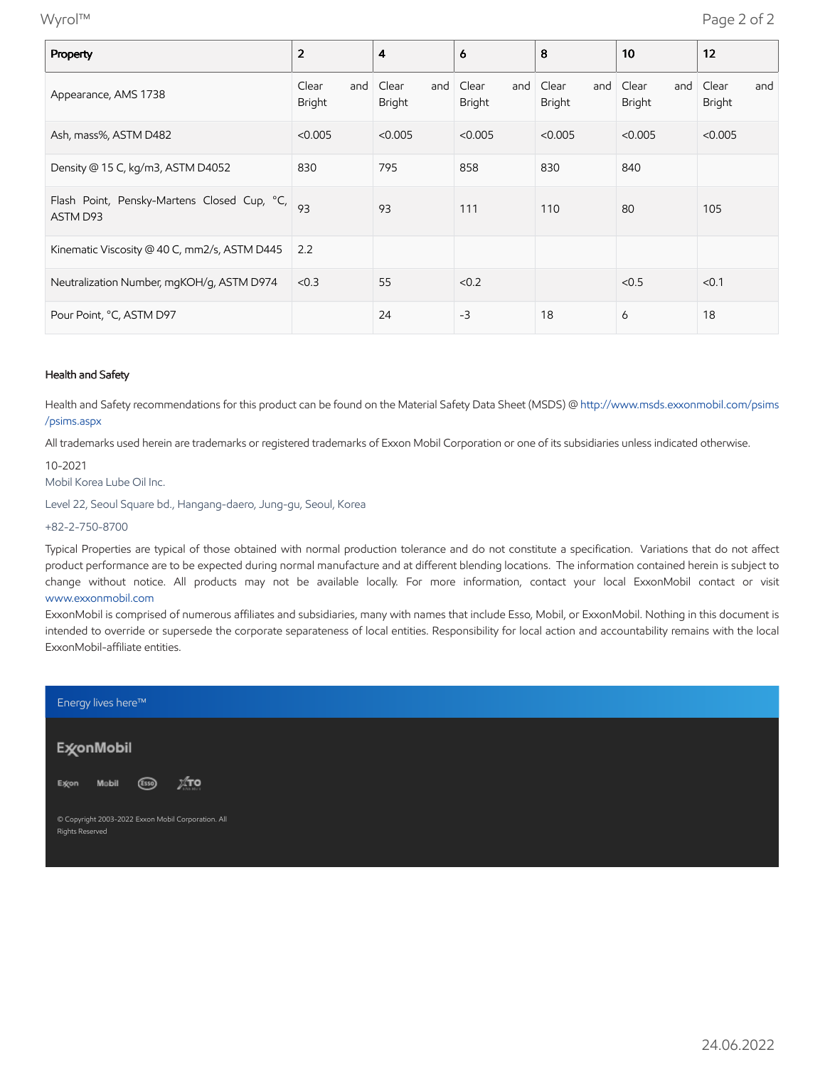| Property | 2 | 4 | 6 | 8 | 10 | 12 |
|---|---|---|---|---|---|---|
| Appearance, AMS 1738 | Clear and Bright | Clear and Bright | Clear and Bright | Clear and Bright | Clear and Bright | Clear and Bright |
| Ash, mass%, ASTM D482 | <0.005 | <0.005 | <0.005 | <0.005 | <0.005 | <0.005 |
| Density @ 15 C, kg/m3, ASTM D4052 | 830 | 795 | 858 | 830 | 840 | |
| Flash Point, Pensky-Martens Closed Cup, °C, ASTM D93 | 93 | 93 | 111 | 110 | 80 | 105 |
| Kinematic Viscosity @ 40 C, mm2/s, ASTM D445 | 2.2 | | | | | |
| Neutralization Number, mgKOH/g, ASTM D974 | <0.3 | 55 | <0.2 | | <0.5 | <0.1 |
| Pour Point, °C, ASTM D97 | | 24 | -3 | 18 | 6 | 18 |

### Health and Safety

Health and Safety recommendations for this product can be found on the Material Safety Data Sheet (MSDS) @ http://www.msds.exxonmobil.com/psims/psims.aspx

All trademarks used herein are trademarks or registered trademarks of Exxon Mobil Corporation or one of its subsidiaries unless indicated otherwise.

10-2021

Mobil Korea Lube Oil Inc.

Level 22, Seoul Square bd., Hangang-daero, Jung-gu, Seoul, Korea

+82-2-750-8700

Typical Properties are typical of those obtained with normal production tolerance and do not constitute a specification. Variations that do not affect product performance are to be expected during normal manufacture and at different blending locations. The information contained herein is subject to change without notice. All products may not be available locally. For more information, contact your local ExxonMobil contact or visit www.exxonmobil.com

ExxonMobil is comprised of numerous affiliates and subsidiaries, many with names that include Esso, Mobil, or ExxonMobil. Nothing in this document is intended to override or supersede the corporate separateness of local entities. Responsibility for local action and accountability remains with the local ExxonMobil-affiliate entities.

Energy lives here™

ExxonMobil

Exxon Mobil Esso XTO

© Copyright 2003-2022 Exxon Mobil Corporation. All Rights Reserved

24.06.2022